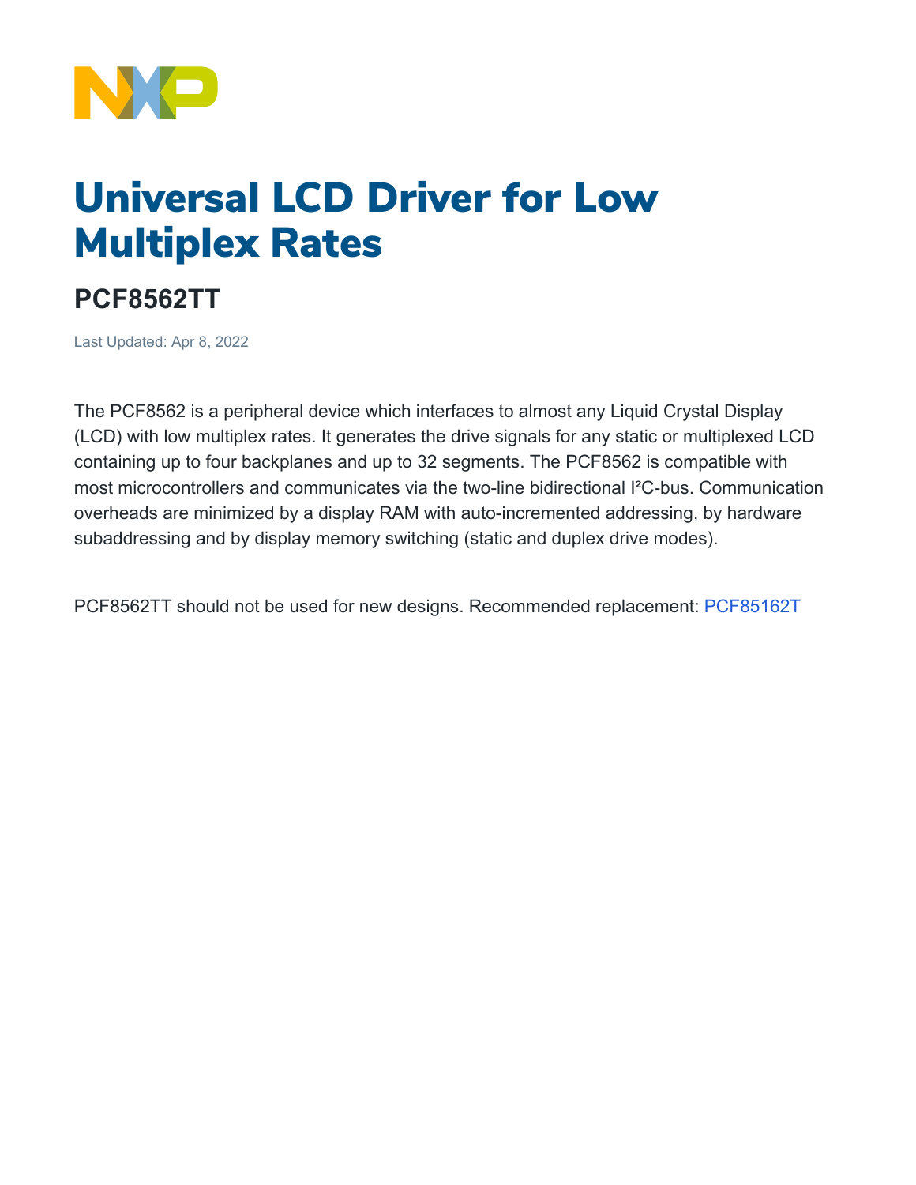# Universal LCD Driver for Low Multiplex Rates

## PCF8562TT

Last Updated: Apr 8, 2022

The PCF8562 is a peripheral device which interfaces to almost any Liquid Crystal Display (LCD) with low multiplex rates. It generates the drive signals for any static or multiplexed LCD containing up to four backplanes and up to 32 segments. The PCF8562 is compatible with most microcontrollers and communicates via the two-line bidirectional I²C-bus. Communication overheads are minimized by a display RAM with auto-incremented addressing, by hardware subaddressing and by display memory switching (static and duplex drive modes).

PCF8562TT should not be used for new designs. Recommended replacement: PCF85162T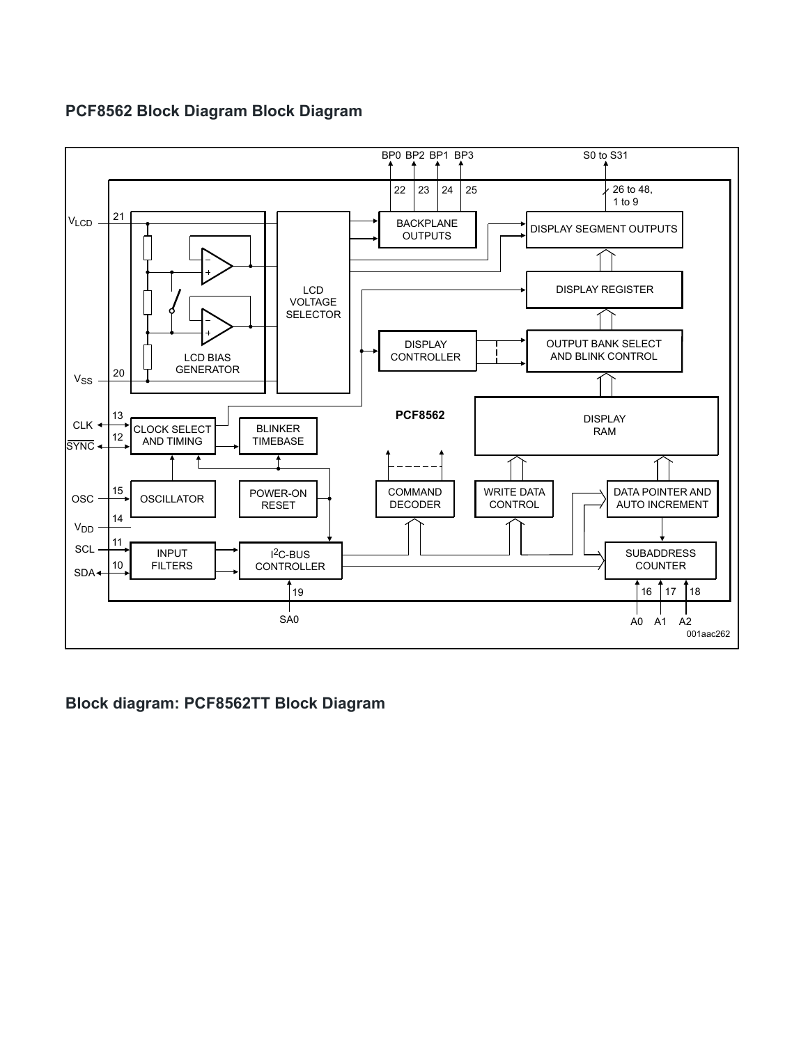## PCF8562 Block Diagram Block Diagram

## Block diagram: PCF8562TT Block Diagram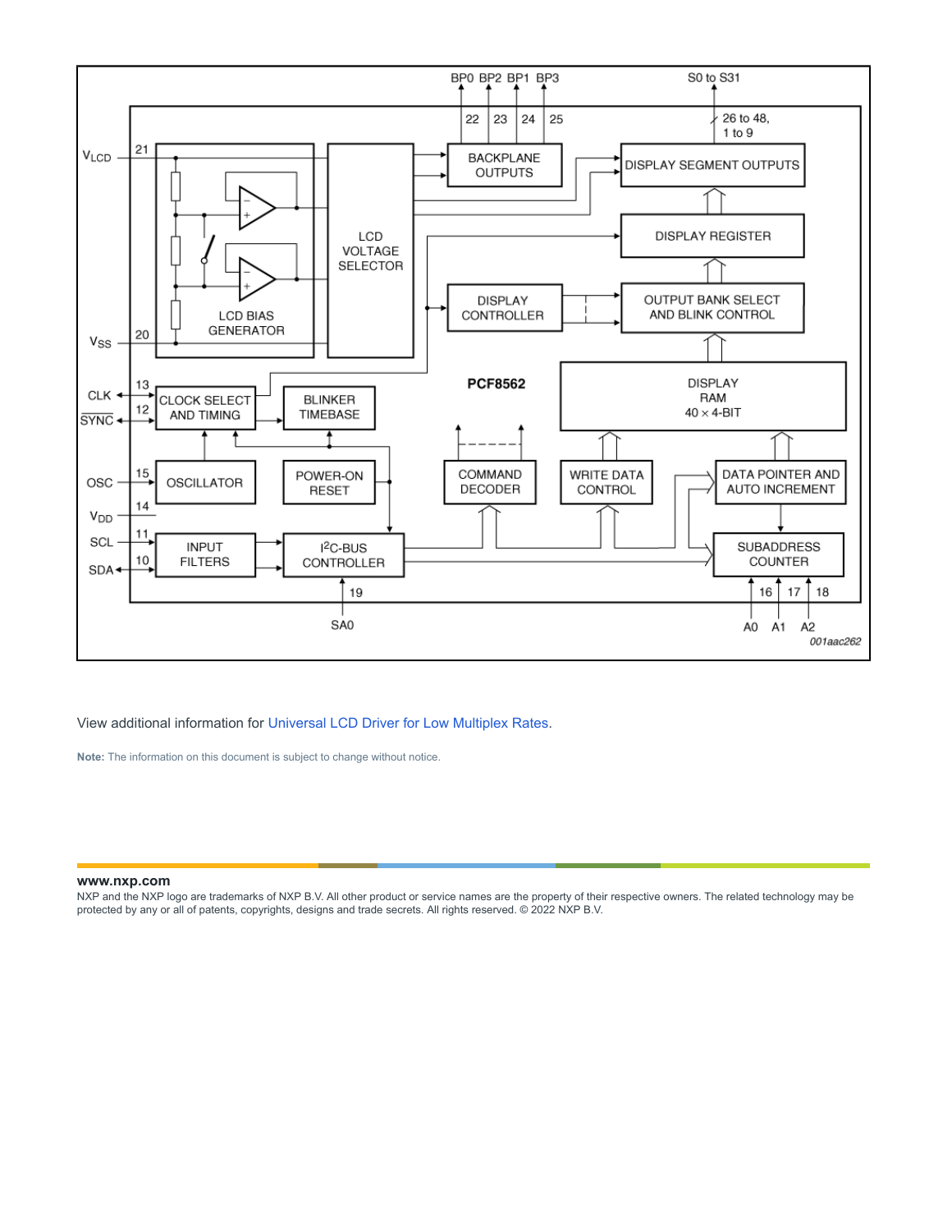BP0 BP2 BP1 BP3

S0 to S31

22 23 24 25

26 to 48,
1 to 9

$V_{LCD}$

21

BACKPLANE
OUTPUTS

DISPLAY SEGMENT OUTPUTS

LCD
VOLTAGE
SELECTOR

DISPLAY REGISTER

DISPLAY
CONTROLLER

OUTPUT BANK SELECT
AND BLINK CONTROL

LCD BIAS
GENERATOR

20

$V_{SS}$

PCF8562

DISPLAY
RAM
40 × 4-BIT

13

CLK

12

SYNC

CLOCK SELECT
AND TIMING

BLINKER
TIMEBASE

15

OSC

OSCILLATOR

POWER-ON
RESET

COMMAND
DECODER

WRITE DATA
CONTROL

DATA POINTER AND
AUTO INCREMENT

14

$V_{DD}$

11

SCL

10

SDA

INPUT
FILTERS

I²C-BUS
CONTROLLER

SUBADDRESS
COUNTER

19

16 17 18

SA0

A0 A1 A2

001aac262

View additional information for Universal LCD Driver for Low Multiplex Rates.

**Note:** The information on this document is subject to change without notice.

**www.nxp.com**

NXP and the NXP logo are trademarks of NXP B.V. All other product or service names are the property of their respective owners. The related technology may be protected by any or all of patents, copyrights, designs and trade secrets. All rights reserved. © 2022 NXP B.V.